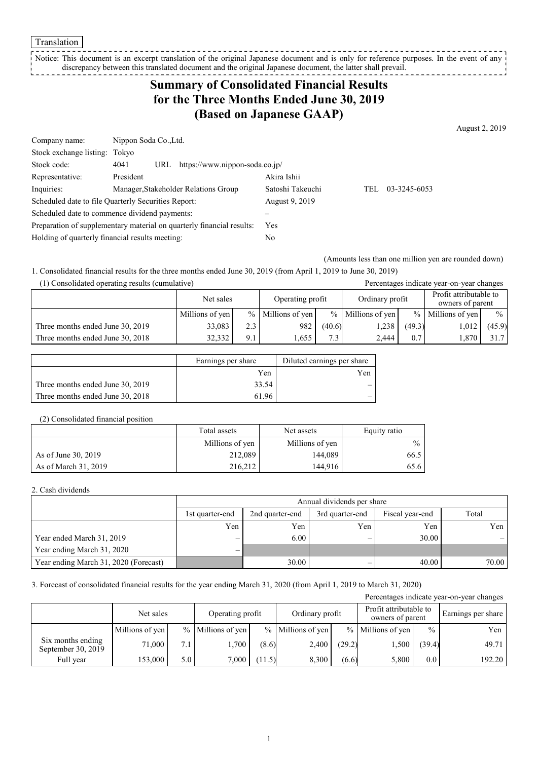Translation

Notice: This document is an excerpt translation of the original Japanese document and is only for reference purposes. In the event of any discrepancy between this translated document and the original Japanese document, the latter shall prevail.

# Summary of Consolidated Financial Results for the Three Months Ended June 30, 2019 (Based on Japanese GAAP)

August 2, 2019

| | | | | |
|---|---|---|---|---|
| Company name: | Nippon Soda Co.,Ltd. | | | |
| Stock exchange listing: | Tokyo | | | |
| Stock code: | 4041 URL https://www.nippon-soda.co.jp/ | | | |
| Representative: | President | Akira Ishii | | |
| Inquiries: | Manager,Stakeholder Relations Group | Satoshi Takeuchi | TEL | 03-3245-6053 |
| Scheduled date to file Quarterly Securities Report: | | August 9, 2019 | | |
| Scheduled date to commence dividend payments: | | – | | |
| Preparation of supplementary material on quarterly financial results: | | Yes | | |
| Holding of quarterly financial results meeting: | | No | | |

(Amounts less than one million yen are rounded down)

1. Consolidated financial results for the three months ended June 30, 2019 (from April 1, 2019 to June 30, 2019)

(1) Consolidated operating results (cumulative)

Percentages indicate year-on-year changes

| | Net sales | | Operating profit | | Ordinary profit | | Profit attributable to owners of parent | |
|---|---|---|---|---|---|---|---|---|
| | Millions of yen | % | Millions of yen | % | Millions of yen | % | Millions of yen | % |
| Three months ended June 30, 2019 | 33,083 | 2.3 | 982 | (40.6) | 1,238 | (49.3) | 1,012 | (45.9) |
| Three months ended June 30, 2018 | 32,332 | 9.1 | 1,655 | 7.3 | 2,444 | 0.7 | 1,870 | 31.7 |

| | Earnings per share | Diluted earnings per share |
|---|---|---|
| | Yen | Yen |
| Three months ended June 30, 2019 | 33.54 | – |
| Three months ended June 30, 2018 | 61.96 | – |

(2) Consolidated financial position

| | Total assets | Net assets | Equity ratio |
|---|---|---|---|
| | Millions of yen | Millions of yen | % |
| As of June 30, 2019 | 212,089 | 144,089 | 66.5 |
| As of March 31, 2019 | 216,212 | 144,916 | 65.6 |

2. Cash dividends

| | Annual dividends per share | | | | |
|---|---|---|---|---|---|
| | 1st quarter-end | 2nd quarter-end | 3rd quarter-end | Fiscal year-end | Total |
| | Yen | Yen | Yen | Yen | Yen |
| Year ended March 31, 2019 | – | 6.00 | – | 30.00 | – |
| Year ending March 31, 2020 | – | | | | |
| Year ending March 31, 2020 (Forecast) | | 30.00 | – | 40.00 | 70.00 |

3. Forecast of consolidated financial results for the year ending March 31, 2020 (from April 1, 2019 to March 31, 2020)

Percentages indicate year-on-year changes

| | Net sales | | Operating profit | | Ordinary profit | | Profit attributable to owners of parent | | Earnings per share |
|---|---|---|---|---|---|---|---|---|---|
| | Millions of yen | % | Millions of yen | % | Millions of yen | % | Millions of yen | % | Yen |
| Six months ending September 30, 2019 | 71,000 | 7.1 | 1,700 | (8.6) | 2,400 | (29.2) | 1,500 | (39.4) | 49.71 |
| Full year | 153,000 | 5.0 | 7,000 | (11.5) | 8,300 | (6.6) | 5,800 | 0.0 | 192.20 |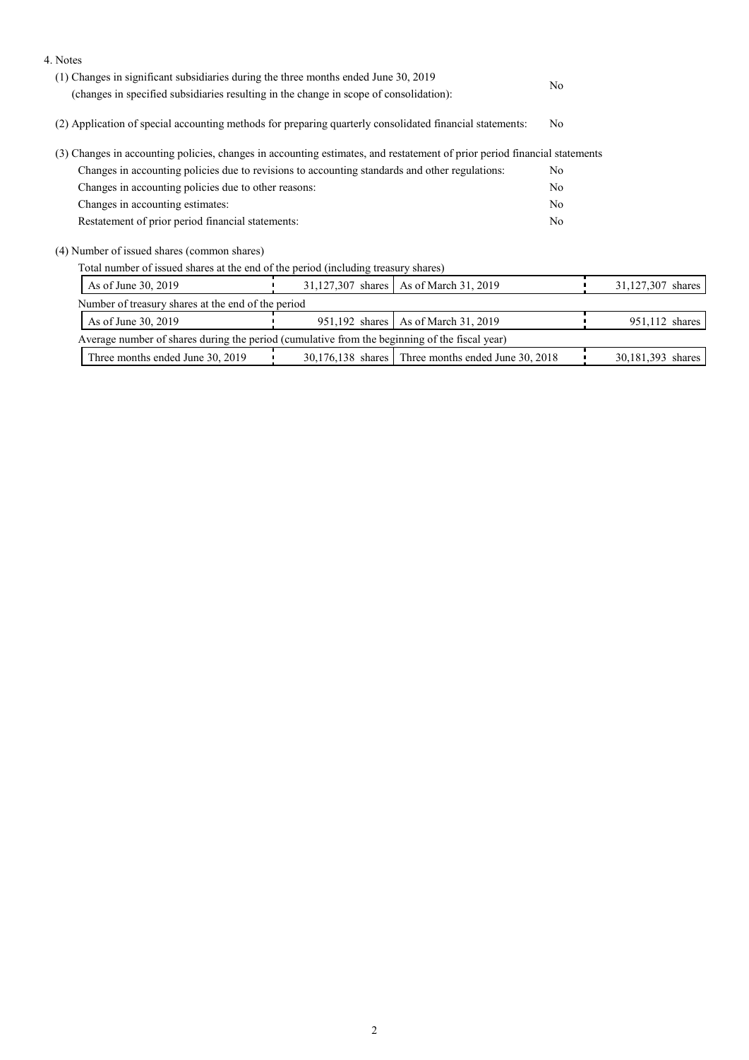4. Notes

(1) Changes in significant subsidiaries during the three months ended June 30, 2019
(changes in specified subsidiaries resulting in the change in scope of consolidation): No

(2) Application of special accounting methods for preparing quarterly consolidated financial statements: No

(3) Changes in accounting policies, changes in accounting estimates, and restatement of prior period financial statements

| | |
|---|---|
| Changes in accounting policies due to revisions to accounting standards and other regulations: | No |
| Changes in accounting policies due to other reasons: | No |
| Changes in accounting estimates: | No |
| Restatement of prior period financial statements: | No |

(4) Number of issued shares (common shares)

Total number of issued shares at the end of the period (including treasury shares)

| | | | |
|---|---|---|---|
| As of June 30, 2019 | 31,127,307 shares | As of March 31, 2019 | 31,127,307 shares |

Number of treasury shares at the end of the period

| | | | |
|---|---|---|---|
| As of June 30, 2019 | 951,192 shares | As of March 31, 2019 | 951,112 shares |

Average number of shares during the period (cumulative from the beginning of the fiscal year)

| | | | |
|---|---|---|---|
| Three months ended June 30, 2019 | 30,176,138 shares | Three months ended June 30, 2018 | 30,181,393 shares |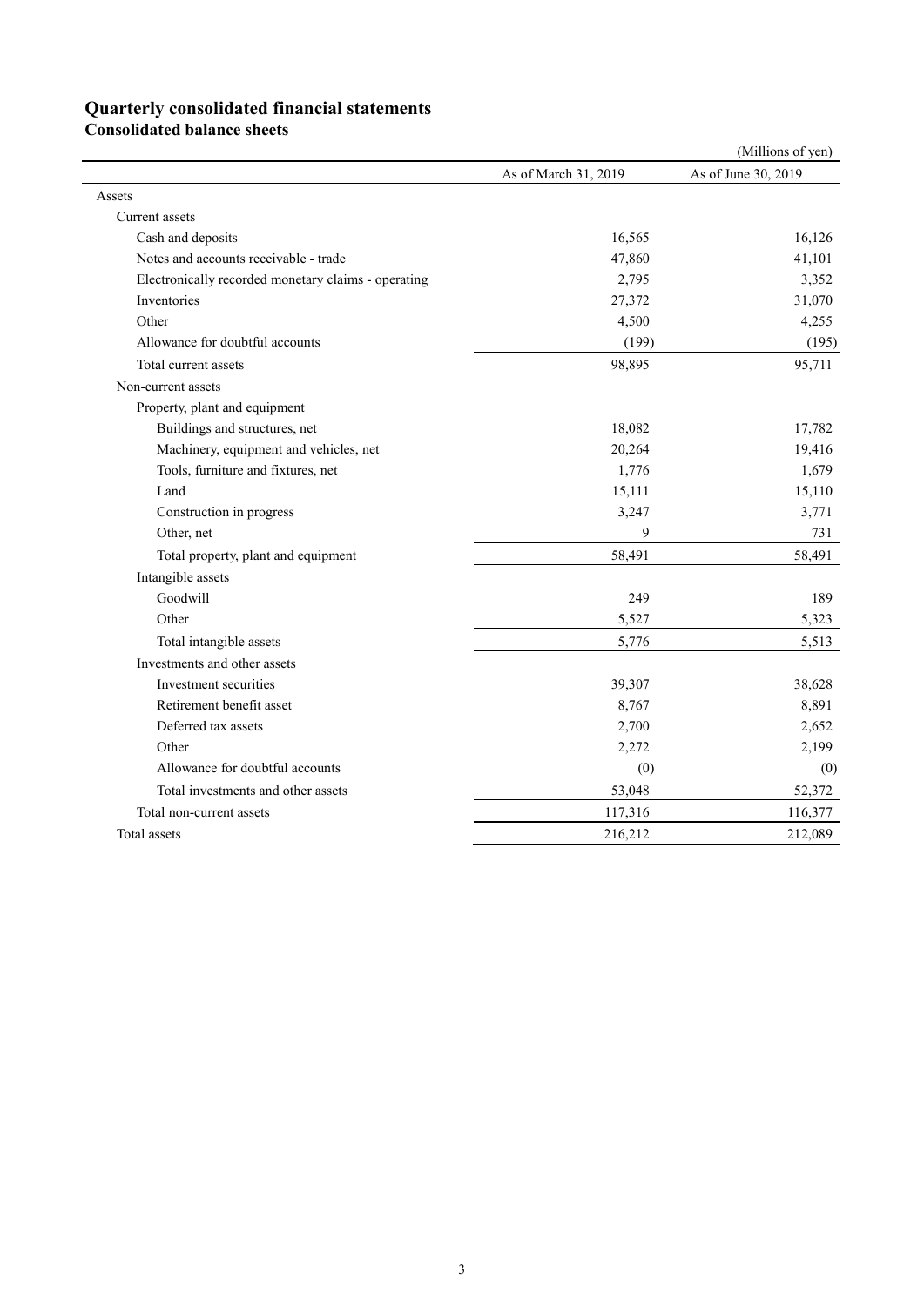# Quarterly consolidated financial statements

## Consolidated balance sheets

(Millions of yen)

| | As of March 31, 2019 | As of June 30, 2019 |
|---|---|---|
| Assets | | |
| Current assets | | |
| Cash and deposits | 16,565 | 16,126 |
| Notes and accounts receivable - trade | 47,860 | 41,101 |
| Electronically recorded monetary claims - operating | 2,795 | 3,352 |
| Inventories | 27,372 | 31,070 |
| Other | 4,500 | 4,255 |
| Allowance for doubtful accounts | (199) | (195) |
| Total current assets | 98,895 | 95,711 |
| Non-current assets | | |
| Property, plant and equipment | | |
| Buildings and structures, net | 18,082 | 17,782 |
| Machinery, equipment and vehicles, net | 20,264 | 19,416 |
| Tools, furniture and fixtures, net | 1,776 | 1,679 |
| Land | 15,111 | 15,110 |
| Construction in progress | 3,247 | 3,771 |
| Other, net | 9 | 731 |
| Total property, plant and equipment | 58,491 | 58,491 |
| Intangible assets | | |
| Goodwill | 249 | 189 |
| Other | 5,527 | 5,323 |
| Total intangible assets | 5,776 | 5,513 |
| Investments and other assets | | |
| Investment securities | 39,307 | 38,628 |
| Retirement benefit asset | 8,767 | 8,891 |
| Deferred tax assets | 2,700 | 2,652 |
| Other | 2,272 | 2,199 |
| Allowance for doubtful accounts | (0) | (0) |
| Total investments and other assets | 53,048 | 52,372 |
| Total non-current assets | 117,316 | 116,377 |
| Total assets | 216,212 | 212,089 |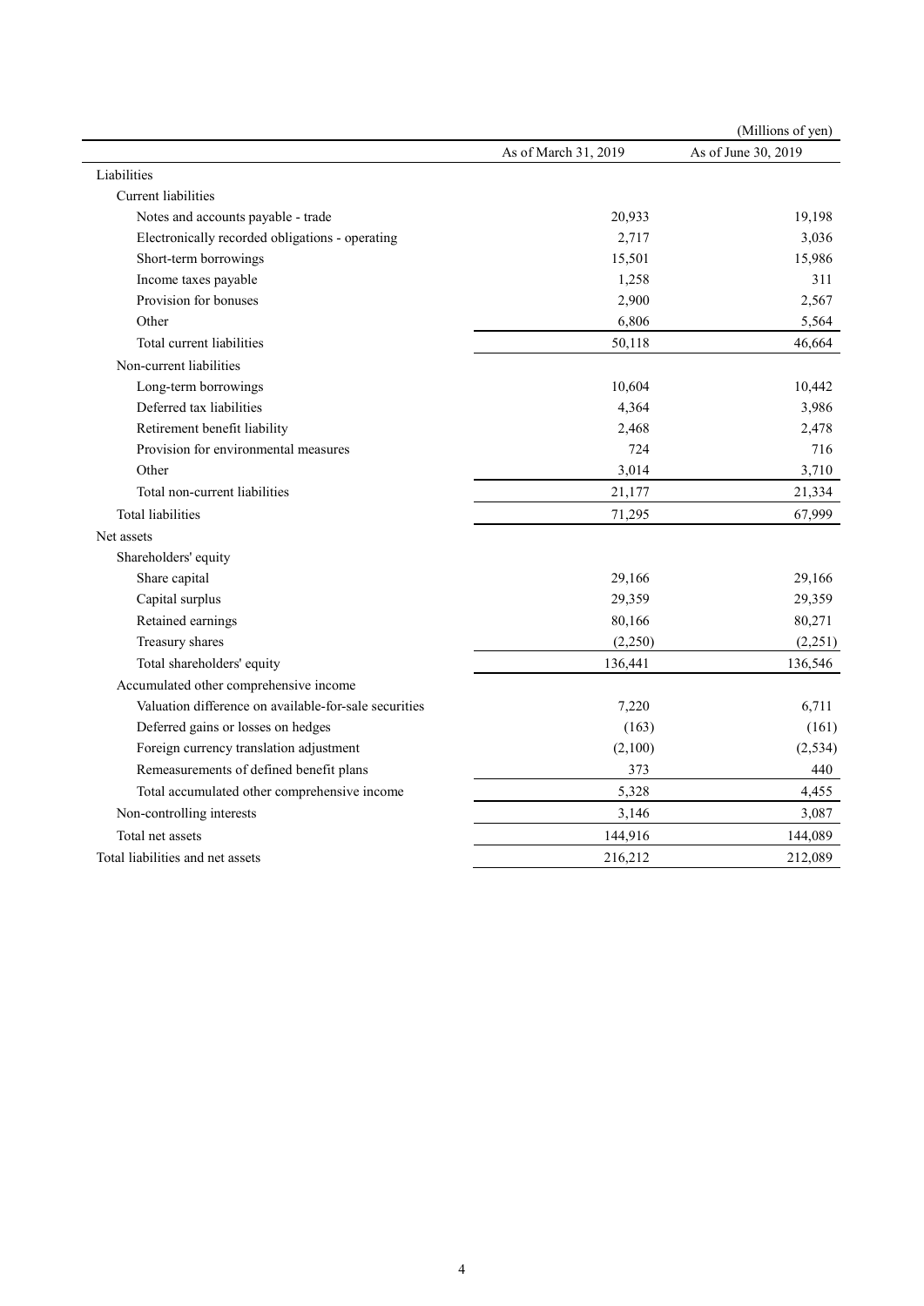(Millions of yen)

| | As of March 31, 2019 | As of June 30, 2019 |
|---|---|---|
| Liabilities | | |
| Current liabilities | | |
| Notes and accounts payable - trade | 20,933 | 19,198 |
| Electronically recorded obligations - operating | 2,717 | 3,036 |
| Short-term borrowings | 15,501 | 15,986 |
| Income taxes payable | 1,258 | 311 |
| Provision for bonuses | 2,900 | 2,567 |
| Other | 6,806 | 5,564 |
| Total current liabilities | 50,118 | 46,664 |
| Non-current liabilities | | |
| Long-term borrowings | 10,604 | 10,442 |
| Deferred tax liabilities | 4,364 | 3,986 |
| Retirement benefit liability | 2,468 | 2,478 |
| Provision for environmental measures | 724 | 716 |
| Other | 3,014 | 3,710 |
| Total non-current liabilities | 21,177 | 21,334 |
| Total liabilities | 71,295 | 67,999 |
| Net assets | | |
| Shareholders' equity | | |
| Share capital | 29,166 | 29,166 |
| Capital surplus | 29,359 | 29,359 |
| Retained earnings | 80,166 | 80,271 |
| Treasury shares | (2,250) | (2,251) |
| Total shareholders' equity | 136,441 | 136,546 |
| Accumulated other comprehensive income | | |
| Valuation difference on available-for-sale securities | 7,220 | 6,711 |
| Deferred gains or losses on hedges | (163) | (161) |
| Foreign currency translation adjustment | (2,100) | (2,534) |
| Remeasurements of defined benefit plans | 373 | 440 |
| Total accumulated other comprehensive income | 5,328 | 4,455 |
| Non-controlling interests | 3,146 | 3,087 |
| Total net assets | 144,916 | 144,089 |
| Total liabilities and net assets | 216,212 | 212,089 |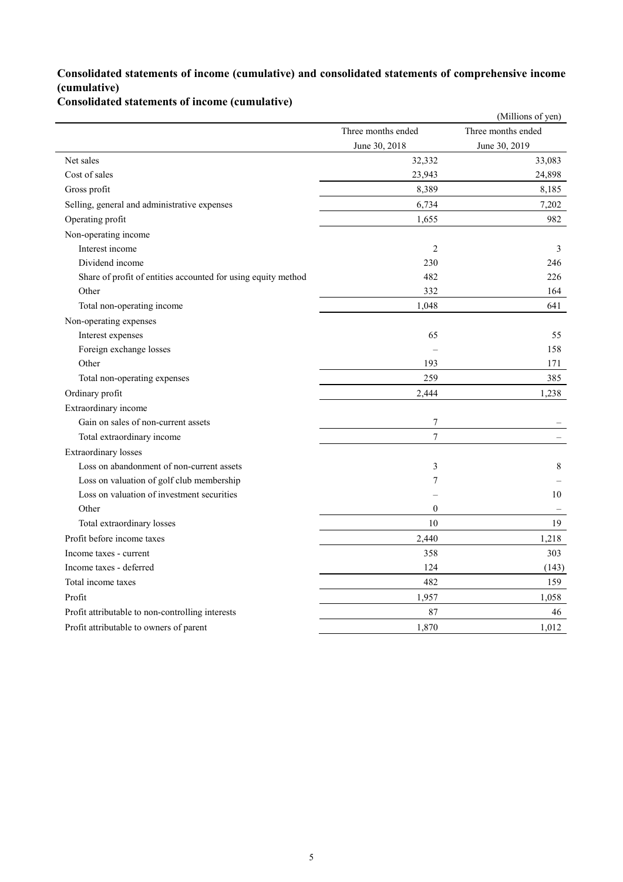## Consolidated statements of income (cumulative) and consolidated statements of comprehensive income (cumulative)

### Consolidated statements of income (cumulative)

(Millions of yen)

| | Three months ended June 30, 2018 | Three months ended June 30, 2019 |
|---|---|---|
| Net sales | 32,332 | 33,083 |
| Cost of sales | 23,943 | 24,898 |
| Gross profit | 8,389 | 8,185 |
| Selling, general and administrative expenses | 6,734 | 7,202 |
| Operating profit | 1,655 | 982 |
| Non-operating income | | |
| Interest income | 2 | 3 |
| Dividend income | 230 | 246 |
| Share of profit of entities accounted for using equity method | 482 | 226 |
| Other | 332 | 164 |
| Total non-operating income | 1,048 | 641 |
| Non-operating expenses | | |
| Interest expenses | 65 | 55 |
| Foreign exchange losses | – | 158 |
| Other | 193 | 171 |
| Total non-operating expenses | 259 | 385 |
| Ordinary profit | 2,444 | 1,238 |
| Extraordinary income | | |
| Gain on sales of non-current assets | 7 | – |
| Total extraordinary income | 7 | – |
| Extraordinary losses | | |
| Loss on abandonment of non-current assets | 3 | 8 |
| Loss on valuation of golf club membership | 7 | – |
| Loss on valuation of investment securities | – | 10 |
| Other | 0 | – |
| Total extraordinary losses | 10 | 19 |
| Profit before income taxes | 2,440 | 1,218 |
| Income taxes - current | 358 | 303 |
| Income taxes - deferred | 124 | (143) |
| Total income taxes | 482 | 159 |
| Profit | 1,957 | 1,058 |
| Profit attributable to non-controlling interests | 87 | 46 |
| Profit attributable to owners of parent | 1,870 | 1,012 |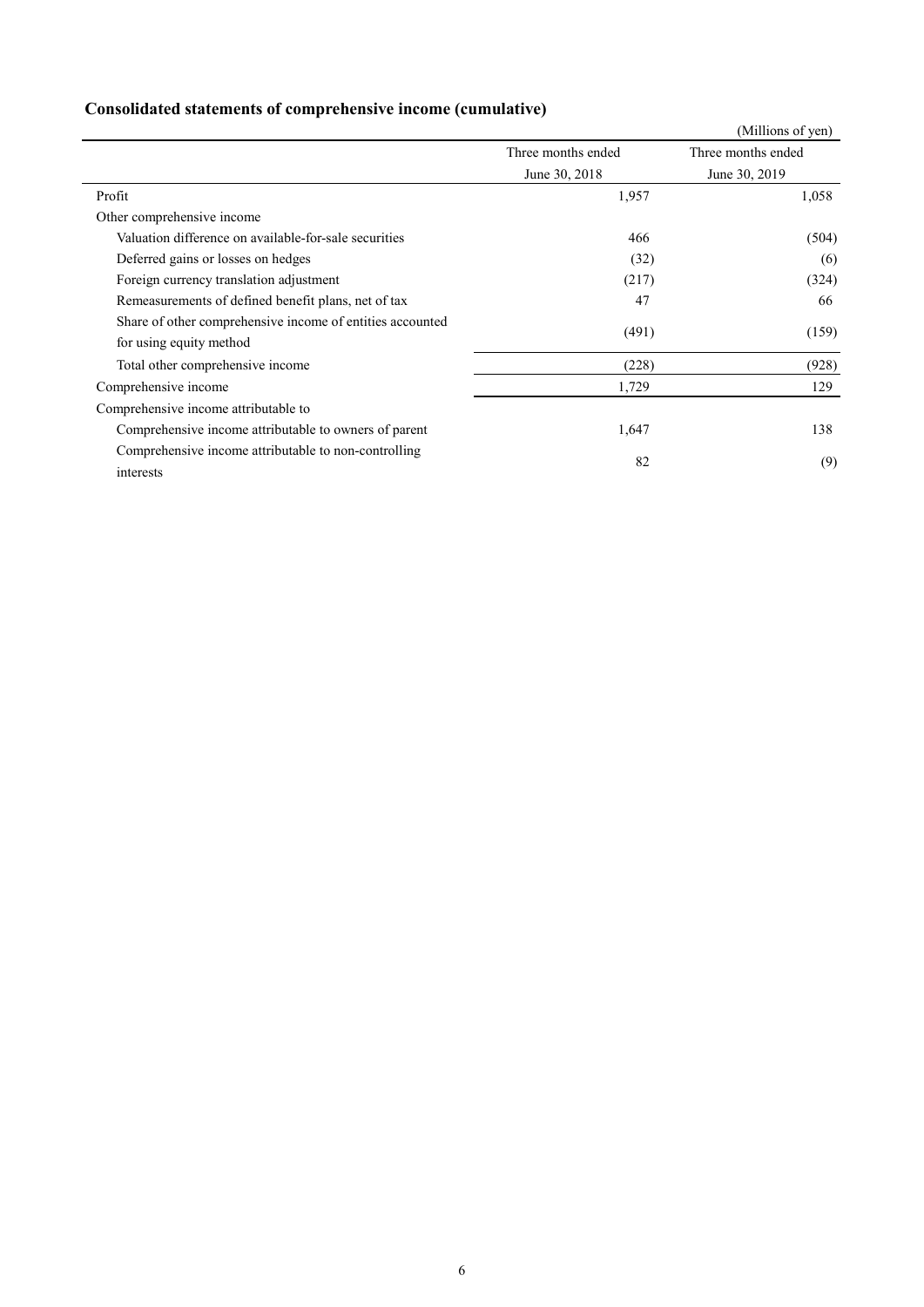## Consolidated statements of comprehensive income (cumulative)

(Millions of yen)

| | Three months ended June 30, 2018 | Three months ended June 30, 2019 |
|---|---|---|
| Profit | 1,957 | 1,058 |
| Other comprehensive income | | |
| Valuation difference on available-for-sale securities | 466 | (504) |
| Deferred gains or losses on hedges | (32) | (6) |
| Foreign currency translation adjustment | (217) | (324) |
| Remeasurements of defined benefit plans, net of tax | 47 | 66 |
| Share of other comprehensive income of entities accounted for using equity method | (491) | (159) |
| Total other comprehensive income | (228) | (928) |
| Comprehensive income | 1,729 | 129 |
| Comprehensive income attributable to | | |
| Comprehensive income attributable to owners of parent | 1,647 | 138 |
| Comprehensive income attributable to non-controlling interests | 82 | (9) |